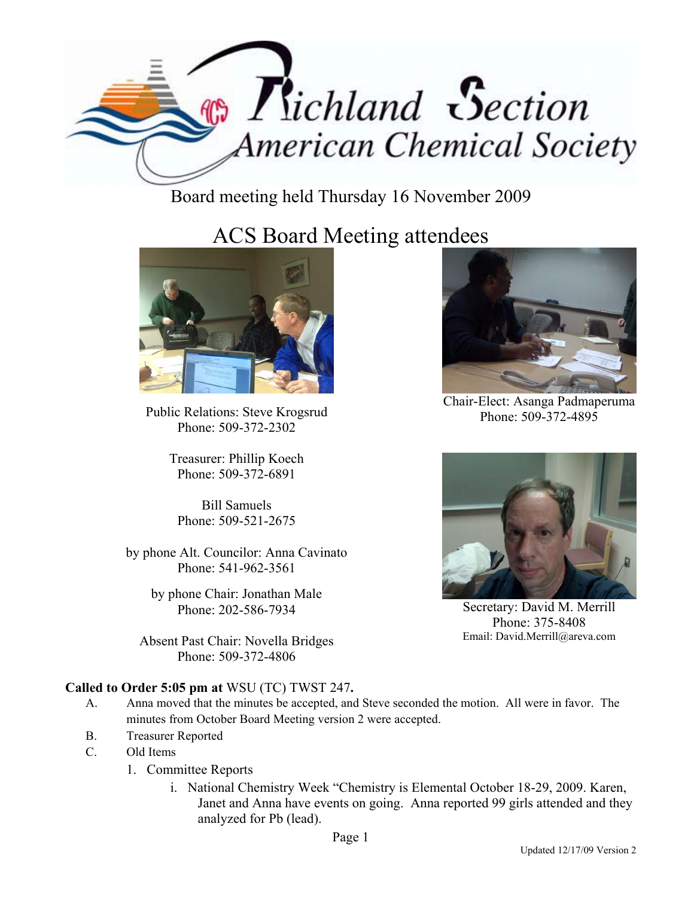Richland Section American Chemical Society

Board meeting held Thursday 16 November 2009

# ACS Board Meeting attendees

Public Relations: Steve Krogsrud
Phone: 509-372-2302

Treasurer: Phillip Koech
Phone: 509-372-6891

Bill Samuels
Phone: 509-521-2675

by phone Alt. Councilor: Anna Cavinato
Phone: 541-962-3561

by phone Chair: Jonathan Male
Phone: 202-586-7934

Absent Past Chair: Novella Bridges
Phone: 509-372-4806

Chair-Elect: Asanga Padmaperuma
Phone: 509-372-4895

Secretary: David M. Merrill
Phone: 375-8408
Email: David.Merrill@areva.com

**Called to Order 5:05 pm at** WSU (TC) TWST 247**.**

A. Anna moved that the minutes be accepted, and Steve seconded the motion. All were in favor. The minutes from October Board Meeting version 2 were accepted.

B. Treasurer Reported

C. Old Items

1. Committee Reports
   i. National Chemistry Week "Chemistry is Elemental October 18-29, 2009. Karen, Janet and Anna have events on going. Anna reported 99 girls attended and they analyzed for Pb (lead).

Updated 12/17/09 Version 2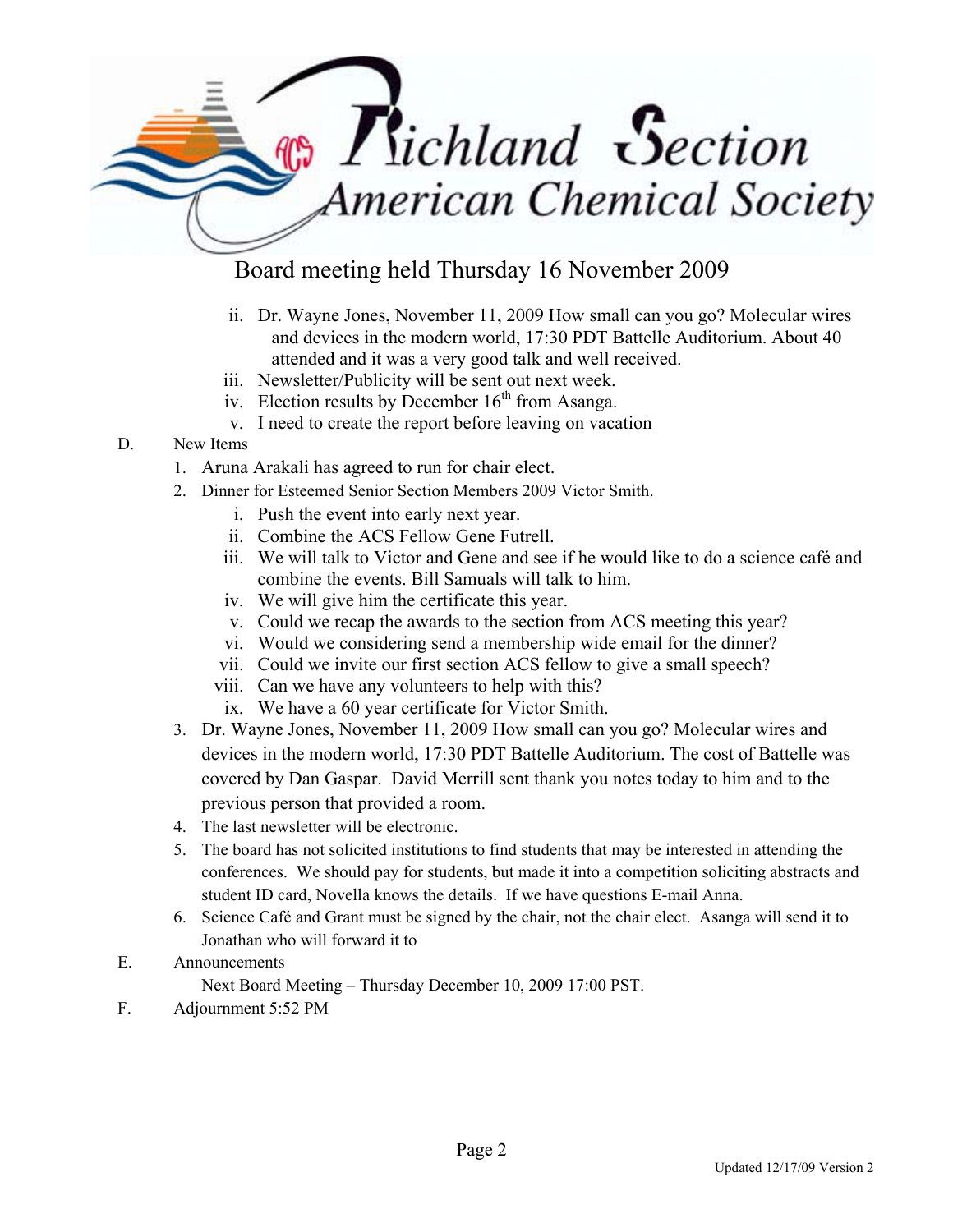# Richland Section American Chemical Society

## Board meeting held Thursday 16 November 2009

ii. Dr. Wayne Jones, November 11, 2009 How small can you go? Molecular wires and devices in the modern world, 17:30 PDT Battelle Auditorium. About 40 attended and it was a very good talk and well received.
iii. Newsletter/Publicity will be sent out next week.
iv. Election results by December 16th from Asanga.
v. I need to create the report before leaving on vacation

D. New Items

1. Aruna Arakali has agreed to run for chair elect.
2. Dinner for Esteemed Senior Section Members 2009 Victor Smith.
   i. Push the event into early next year.
   ii. Combine the ACS Fellow Gene Futrell.
   iii. We will talk to Victor and Gene and see if he would like to do a science café and combine the events. Bill Samuals will talk to him.
   iv. We will give him the certificate this year.
   v. Could we recap the awards to the section from ACS meeting this year?
   vi. Would we considering send a membership wide email for the dinner?
   vii. Could we invite our first section ACS fellow to give a small speech?
   viii. Can we have any volunteers to help with this?
   ix. We have a 60 year certificate for Victor Smith.
3. Dr. Wayne Jones, November 11, 2009 How small can you go? Molecular wires and devices in the modern world, 17:30 PDT Battelle Auditorium. The cost of Battelle was covered by Dan Gaspar. David Merrill sent thank you notes today to him and to the previous person that provided a room.
4. The last newsletter will be electronic.
5. The board has not solicited institutions to find students that may be interested in attending the conferences. We should pay for students, but made it into a competition soliciting abstracts and student ID card, Novella knows the details. If we have questions E-mail Anna.
6. Science Café and Grant must be signed by the chair, not the chair elect. Asanga will send it to Jonathan who will forward it to

E. Announcements

Next Board Meeting – Thursday December 10, 2009 17:00 PST.

F. Adjournment 5:52 PM

Updated 12/17/09 Version 2